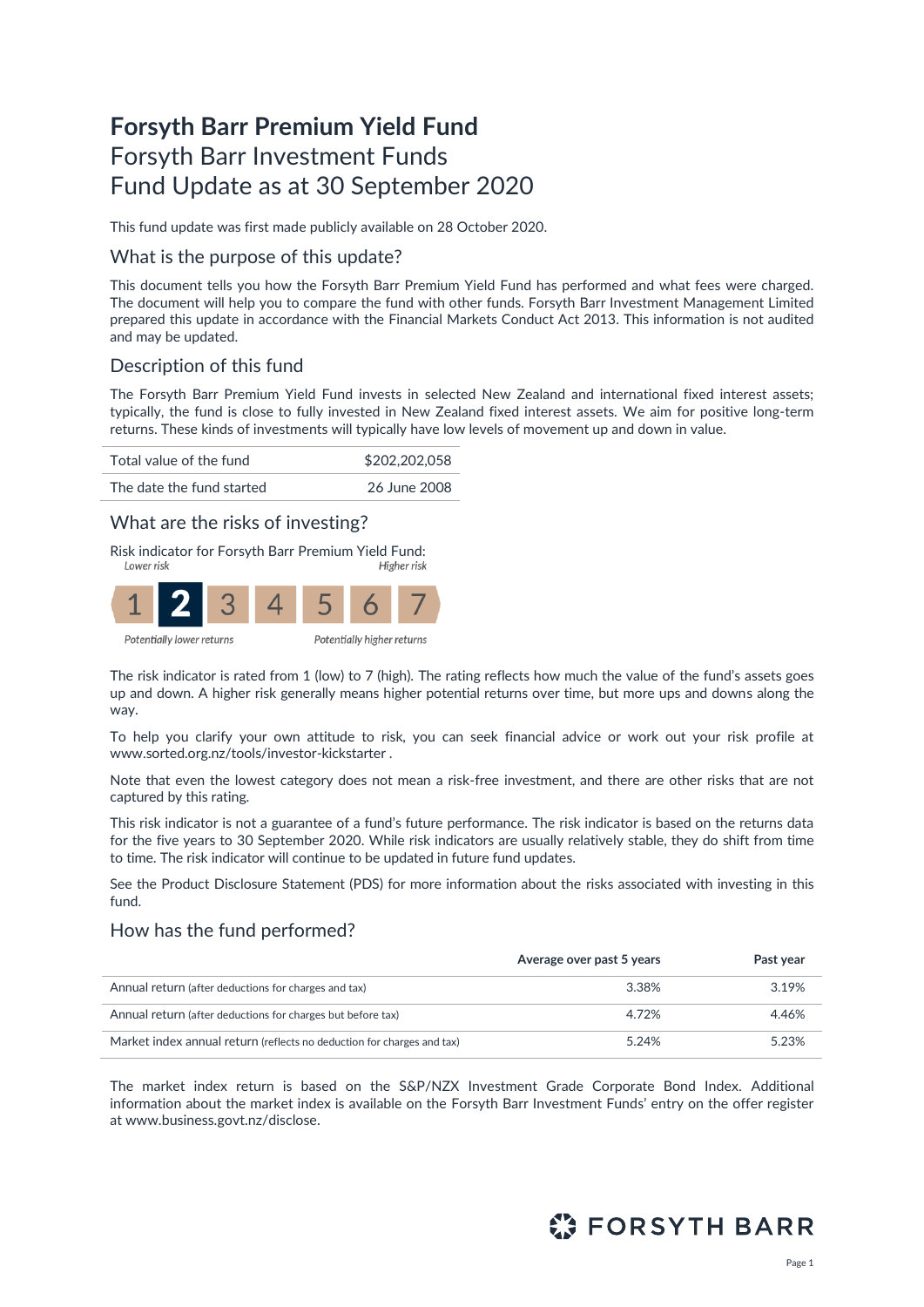# Forsyth Barr Premium Yield Fund
## Forsyth Barr Investment Funds
## Fund Update as at 30 September 2020

This fund update was first made publicly available on 28 October 2020.

### What is the purpose of this update?

This document tells you how the Forsyth Barr Premium Yield Fund has performed and what fees were charged. The document will help you to compare the fund with other funds. Forsyth Barr Investment Management Limited prepared this update in accordance with the Financial Markets Conduct Act 2013. This information is not audited and may be updated.

### Description of this fund

The Forsyth Barr Premium Yield Fund invests in selected New Zealand and international fixed interest assets; typically, the fund is close to fully invested in New Zealand fixed interest assets. We aim for positive long-term returns. These kinds of investments will typically have low levels of movement up and down in value.

| | |
|---|---|
| Total value of the fund | $202,202,058 |
| The date the fund started | 26 June 2008 |

### What are the risks of investing?

Risk indicator for Forsyth Barr Premium Yield Fund:

*Lower risk* — *Higher risk*

| 1 | **2** | 3 | 4 | 5 | 6 | 7 |
|---|---|---|---|---|---|---|

*Potentially lower returns* — *Potentially higher returns*

The risk indicator is rated from 1 (low) to 7 (high). The rating reflects how much the value of the fund's assets goes up and down. A higher risk generally means higher potential returns over time, but more ups and downs along the way.

To help you clarify your own attitude to risk, you can seek financial advice or work out your risk profile at www.sorted.org.nz/tools/investor-kickstarter .

Note that even the lowest category does not mean a risk-free investment, and there are other risks that are not captured by this rating.

This risk indicator is not a guarantee of a fund's future performance. The risk indicator is based on the returns data for the five years to 30 September 2020. While risk indicators are usually relatively stable, they do shift from time to time. The risk indicator will continue to be updated in future fund updates.

See the Product Disclosure Statement (PDS) for more information about the risks associated with investing in this fund.

### How has the fund performed?

| | Average over past 5 years | Past year |
|---|---|---|
| Annual return (after deductions for charges and tax) | 3.38% | 3.19% |
| Annual return (after deductions for charges but before tax) | 4.72% | 4.46% |
| Market index annual return (reflects no deduction for charges and tax) | 5.24% | 5.23% |

The market index return is based on the S&P/NZX Investment Grade Corporate Bond Index. Additional information about the market index is available on the Forsyth Barr Investment Funds' entry on the offer register at www.business.govt.nz/disclose.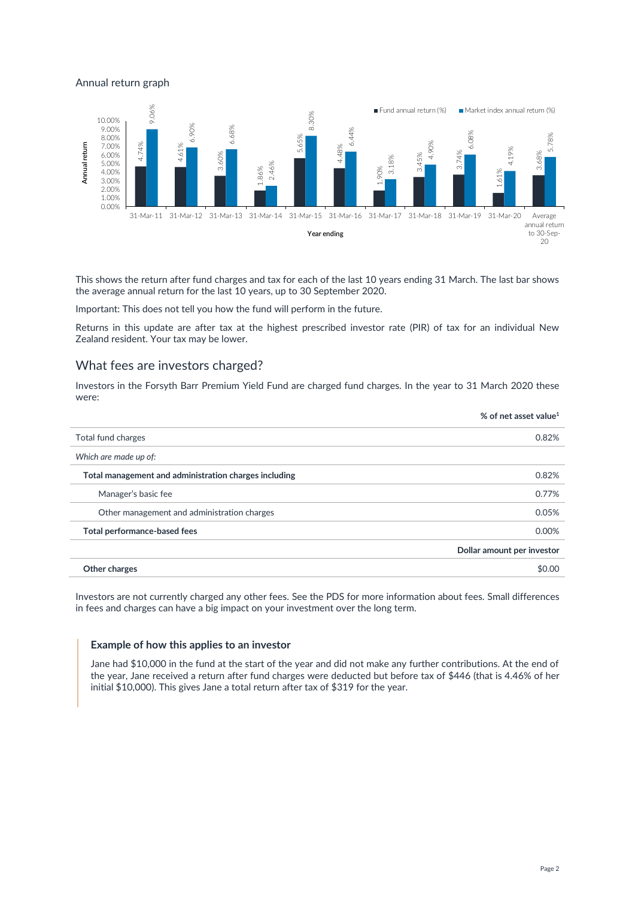## Annual return graph

| Year ending | Fund annual return (%) | Market index annual return (%) |
|---|---|---|
| 31-Mar-11 | 4.74% | 9.06% |
| 31-Mar-12 | 4.61% | 6.90% |
| 31-Mar-13 | 3.60% | 6.68% |
| 31-Mar-14 | 1.86% | 2.46% |
| 31-Mar-15 | 5.65% | 8.30% |
| 31-Mar-16 | 4.48% | 6.44% |
| 31-Mar-17 | 1.90% | 3.18% |
| 31-Mar-18 | 3.45% | 4.90% |
| 31-Mar-19 | 3.74% | 6.08% |
| 31-Mar-20 | 1.61% | 4.19% |
| Average annual return to 30-Sep-20 | 3.68% | 5.78% |

This shows the return after fund charges and tax for each of the last 10 years ending 31 March. The last bar shows the average annual return for the last 10 years, up to 30 September 2020.

Important: This does not tell you how the fund will perform in the future.

Returns in this update are after tax at the highest prescribed investor rate (PIR) of tax for an individual New Zealand resident. Your tax may be lower.

## What fees are investors charged?

Investors in the Forsyth Barr Premium Yield Fund are charged fund charges. In the year to 31 March 2020 these were:

| | % of net asset value[1] |
|---|---|
| Total fund charges | 0.82% |
| *Which are made up of:* | |
| **Total management and administration charges including** | 0.82% |
| Manager's basic fee | 0.77% |
| Other management and administration charges | 0.05% |
| **Total performance-based fees** | 0.00% |
| | **Dollar amount per investor** |
| **Other charges** | $0.00 |

Investors are not currently charged any other fees. See the PDS for more information about fees. Small differences in fees and charges can have a big impact on your investment over the long term.

### Example of how this applies to an investor

Jane had $10,000 in the fund at the start of the year and did not make any further contributions. At the end of the year, Jane received a return after fund charges were deducted but before tax of $446 (that is 4.46% of her initial $10,000). This gives Jane a total return after tax of $319 for the year.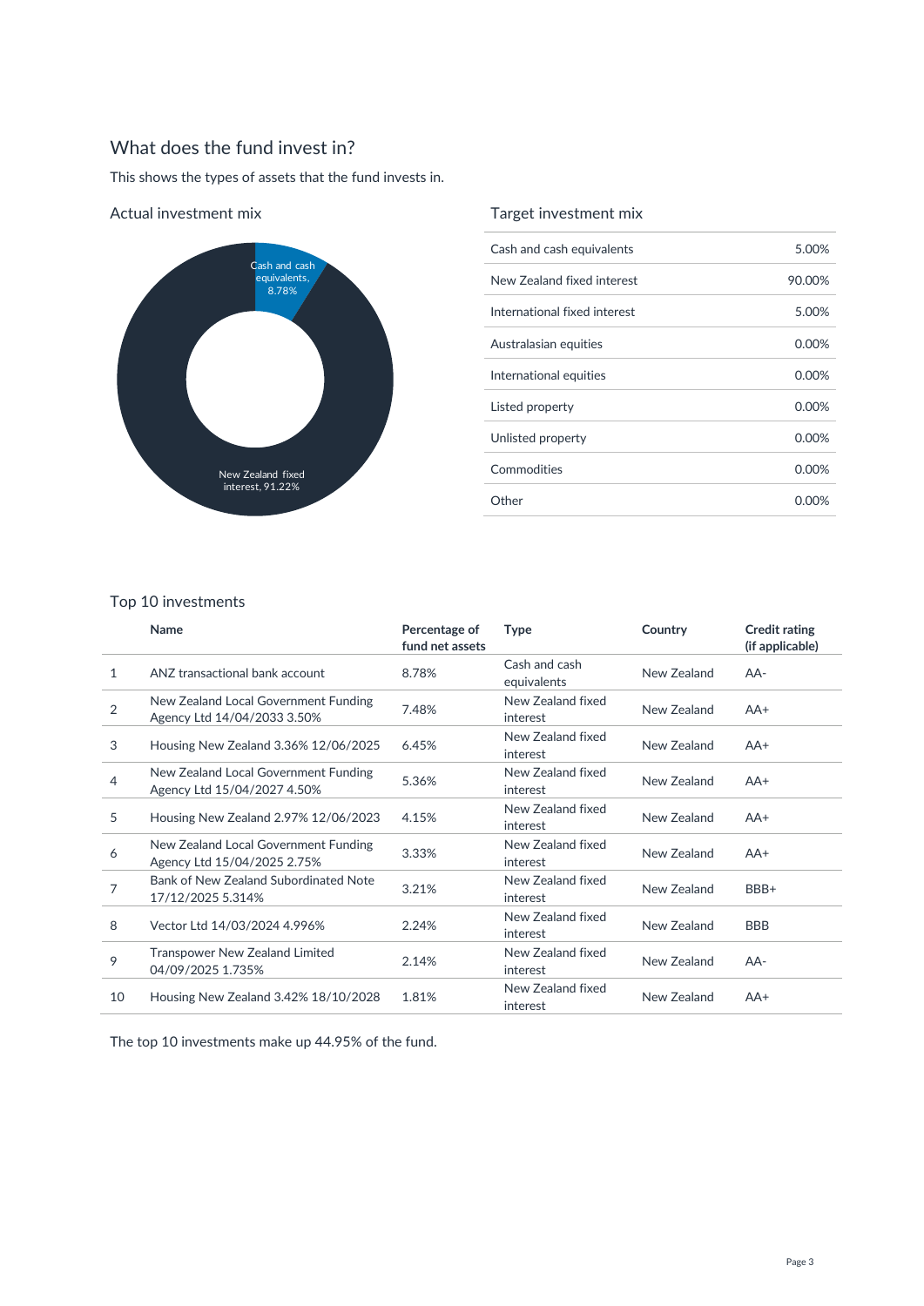## What does the fund invest in?

This shows the types of assets that the fund invests in.

### Actual investment mix

Cash and cash equivalents, 8.78%

New Zealand fixed interest, 91.22%

### Target investment mix

| | |
|---|---|
| Cash and cash equivalents | 5.00% |
| New Zealand fixed interest | 90.00% |
| International fixed interest | 5.00% |
| Australasian equities | 0.00% |
| International equities | 0.00% |
| Listed property | 0.00% |
| Unlisted property | 0.00% |
| Commodities | 0.00% |
| Other | 0.00% |

### Top 10 investments

| | Name | Percentage of fund net assets | Type | Country | Credit rating (if applicable) |
|---|---|---|---|---|---|
| 1 | ANZ transactional bank account | 8.78% | Cash and cash equivalents | New Zealand | AA- |
| 2 | New Zealand Local Government Funding Agency Ltd 14/04/2033 3.50% | 7.48% | New Zealand fixed interest | New Zealand | AA+ |
| 3 | Housing New Zealand 3.36% 12/06/2025 | 6.45% | New Zealand fixed interest | New Zealand | AA+ |
| 4 | New Zealand Local Government Funding Agency Ltd 15/04/2027 4.50% | 5.36% | New Zealand fixed interest | New Zealand | AA+ |
| 5 | Housing New Zealand 2.97% 12/06/2023 | 4.15% | New Zealand fixed interest | New Zealand | AA+ |
| 6 | New Zealand Local Government Funding Agency Ltd 15/04/2025 2.75% | 3.33% | New Zealand fixed interest | New Zealand | AA+ |
| 7 | Bank of New Zealand Subordinated Note 17/12/2025 5.314% | 3.21% | New Zealand fixed interest | New Zealand | BBB+ |
| 8 | Vector Ltd 14/03/2024 4.996% | 2.24% | New Zealand fixed interest | New Zealand | BBB |
| 9 | Transpower New Zealand Limited 04/09/2025 1.735% | 2.14% | New Zealand fixed interest | New Zealand | AA- |
| 10 | Housing New Zealand 3.42% 18/10/2028 | 1.81% | New Zealand fixed interest | New Zealand | AA+ |

The top 10 investments make up 44.95% of the fund.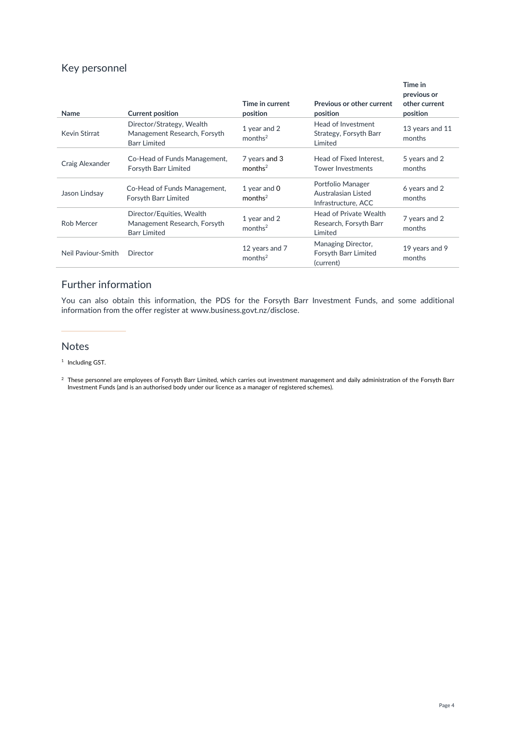## Key personnel

| Name | Current position | Time in current position | Previous or other current position | Time in previous or other current position |
|---|---|---|---|---|
| Kevin Stirrat | Director/Strategy, Wealth Management Research, Forsyth Barr Limited | 1 year and 2 months[2] | Head of Investment Strategy, Forsyth Barr Limited | 13 years and 11 months |
| Craig Alexander | Co-Head of Funds Management, Forsyth Barr Limited | 7 years and 3 months[2] | Head of Fixed Interest, Tower Investments | 5 years and 2 months |
| Jason Lindsay | Co-Head of Funds Management, Forsyth Barr Limited | 1 year and 0 months[2] | Portfolio Manager Australasian Listed Infrastructure, ACC | 6 years and 2 months |
| Rob Mercer | Director/Equities, Wealth Management Research, Forsyth Barr Limited | 1 year and 2 months[2] | Head of Private Wealth Research, Forsyth Barr Limited | 7 years and 2 months |
| Neil Paviour-Smith | Director | 12 years and 7 months[2] | Managing Director, Forsyth Barr Limited (current) | 19 years and 9 months |

## Further information

You can also obtain this information, the PDS for the Forsyth Barr Investment Funds, and some additional information from the offer register at www.business.govt.nz/disclose.

## Notes

[1] Including GST.

[2] These personnel are employees of Forsyth Barr Limited, which carries out investment management and daily administration of the Forsyth Barr Investment Funds (and is an authorised body under our licence as a manager of registered schemes).